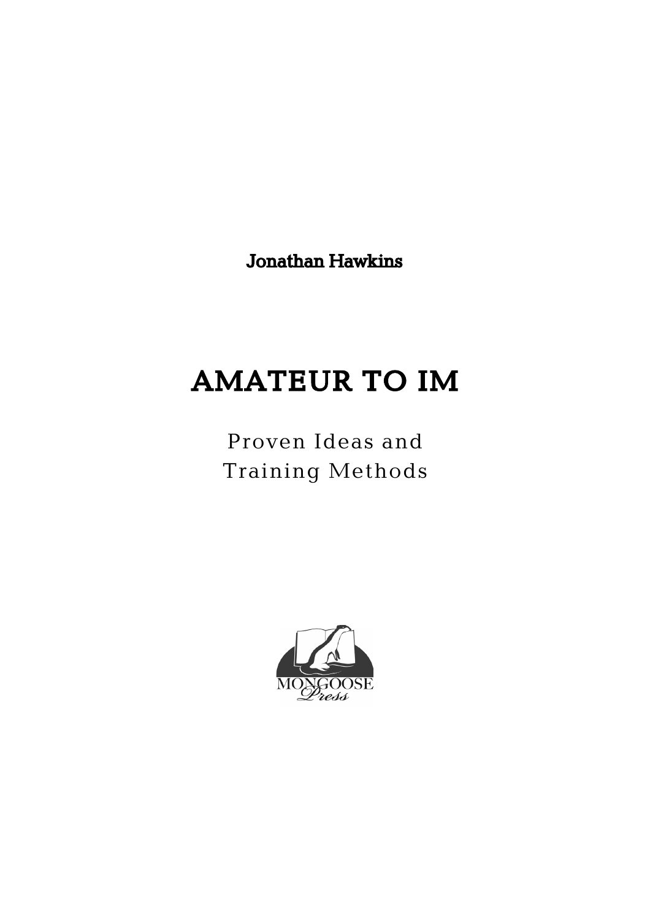Jonathan Hawkins

# AMATEUR TO IM

Proven Ideas and
Training Methods

MONGOOSE
Press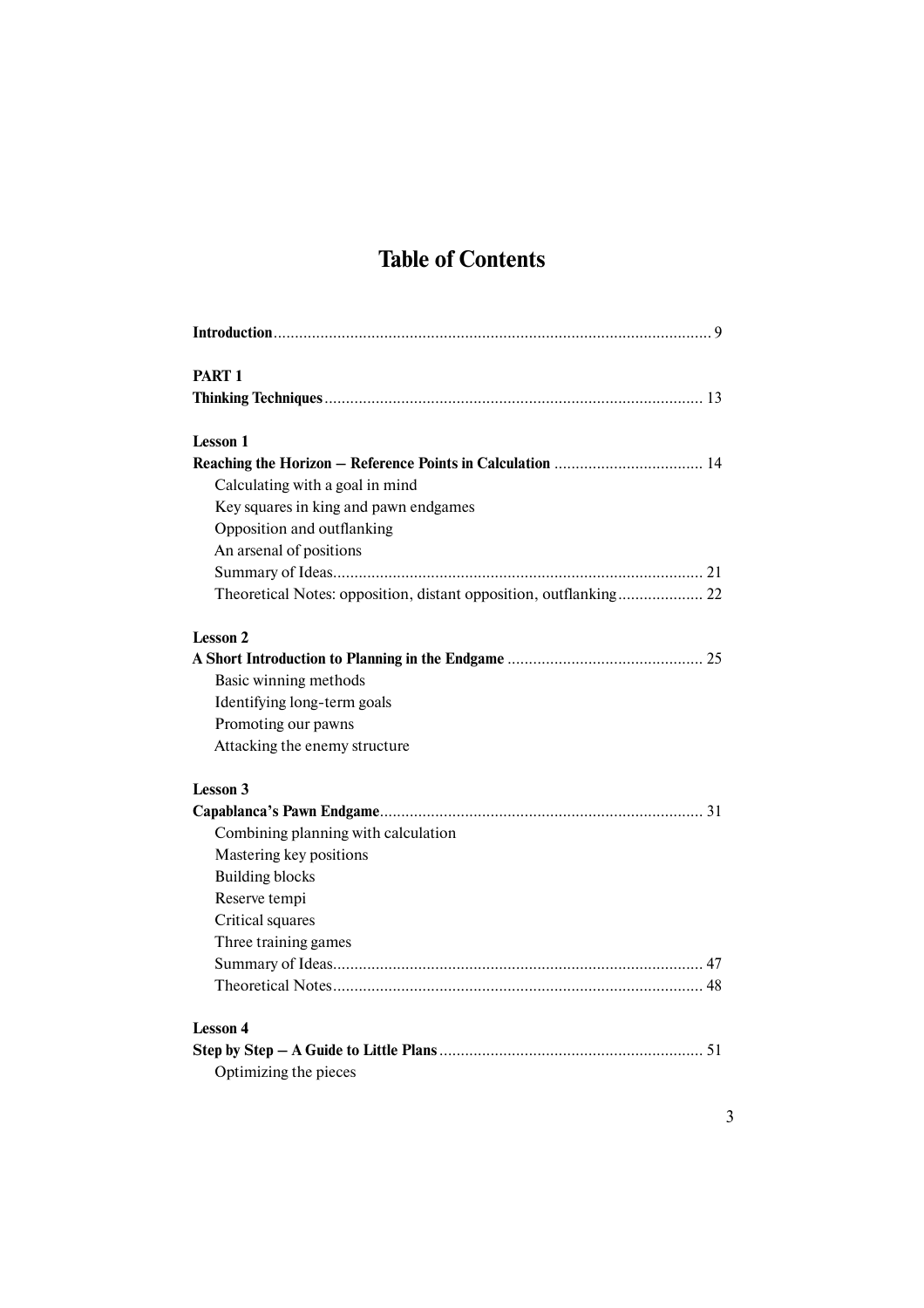# Table of Contents

**Introduction** ........ 9

**PART 1**
**Thinking Techniques** ........ 13

**Lesson 1**
**Reaching the Horizon – Reference Points in Calculation** ........ 14

- Calculating with a goal in mind
- Key squares in king and pawn endgames
- Opposition and outflanking
- An arsenal of positions
- Summary of Ideas ........ 21
- Theoretical Notes: opposition, distant opposition, outflanking ........ 22

**Lesson 2**
**A Short Introduction to Planning in the Endgame** ........ 25

- Basic winning methods
- Identifying long-term goals
- Promoting our pawns
- Attacking the enemy structure

**Lesson 3**
**Capablanca's Pawn Endgame** ........ 31

- Combining planning with calculation
- Mastering key positions
- Building blocks
- Reserve tempi
- Critical squares
- Three training games
- Summary of Ideas ........ 47
- Theoretical Notes ........ 48

**Lesson 4**
**Step by Step – A Guide to Little Plans** ........ 51

- Optimizing the pieces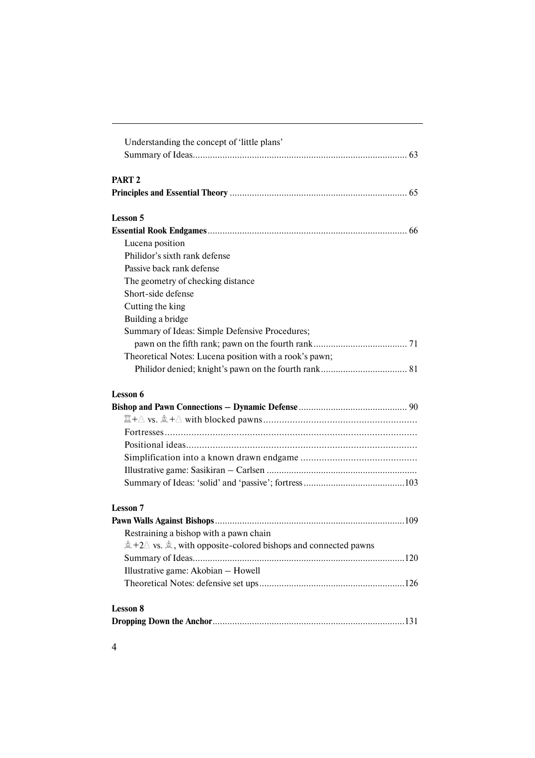Understanding the concept of 'little plans'

Summary of Ideas...................................................................................... 63

**PART 2**

**Principles and Essential Theory** ....................................................................... 65

**Lesson 5**

**Essential Rook Endgames**................................................................................ 66

Lucena position

Philidor's sixth rank defense

Passive back rank defense

The geometry of checking distance

Short-side defense

Cutting the king

Building a bridge

Summary of Ideas: Simple Defensive Procedures;
pawn on the fifth rank; pawn on the fourth rank...................................... 71

Theoretical Notes: Lucena position with a rook's pawn;
Philidor denied; knight's pawn on the fourth rank.................................. 81

**Lesson 6**

**Bishop and Pawn Connections – Dynamic Defense**........................................... 90

♖+♙ vs. ♗+♙ with blocked pawns..........................................................

Fortresses...............................................................................................

Positional ideas.......................................................................................

Simplification into a known drawn endgame ............................................

Illustrative game: Sasikiran – Carlsen ...........................................................

Summary of Ideas: 'solid' and 'passive'; fortress.........................................103

**Lesson 7**

**Pawn Walls Against Bishops**...........................................................................109

Restraining a bishop with a pawn chain

♗+2♙ vs. ♗, with opposite-colored bishops and connected pawns

Summary of Ideas....................................................................................120

Illustrative game: Akobian – Howell

Theoretical Notes: defensive set ups...........................................................126

**Lesson 8**

**Dropping Down the Anchor**............................................................................131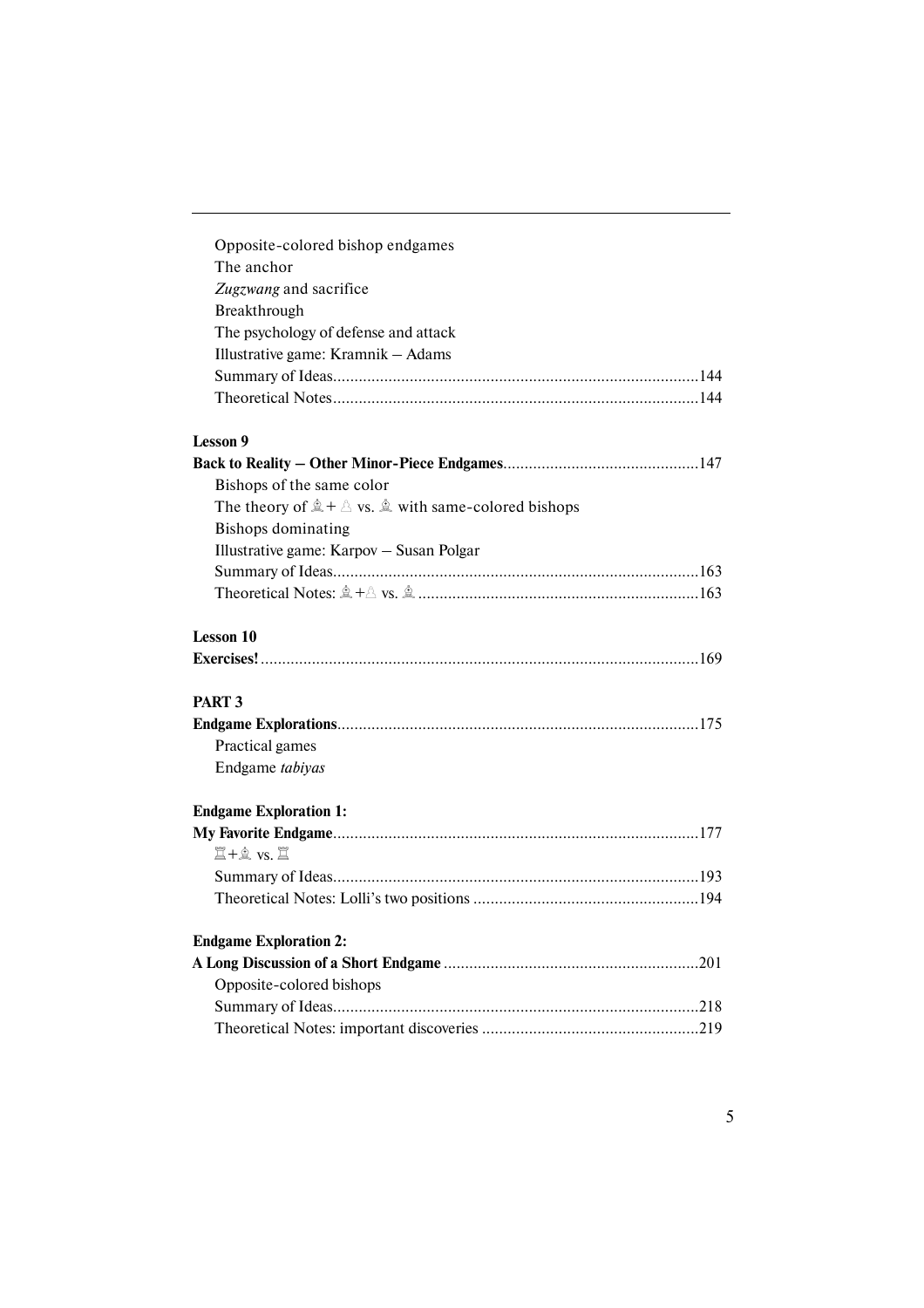Opposite-colored bishop endgames
The anchor
*Zugzwang* and sacrifice
Breakthrough
The psychology of defense and attack
Illustrative game: Kramnik – Adams
Summary of Ideas....................................................................................144
Theoretical Notes.....................................................................................144

**Lesson 9**

**Back to Reality – Other Minor-Piece Endgames**.............................................147
Bishops of the same color
The theory of ♗+ ♙ vs. ♗ with same-colored bishops
Bishops dominating
Illustrative game: Karpov – Susan Polgar
Summary of Ideas....................................................................................163
Theoretical Notes: ♗+♙ vs. ♗ .................................................................163

**Lesson 10**

**Exercises!**......................................................................................................169

**PART 3**

**Endgame Explorations**....................................................................................175
Practical games
Endgame *tabiyas*

**Endgame Exploration 1:**

**My Favorite Endgame**.....................................................................................177
♖+♗ vs. ♖
Summary of Ideas....................................................................................193
Theoretical Notes: Lolli's two positions ....................................................194

**Endgame Exploration 2:**

**A Long Discussion of a Short Endgame** ...........................................................201
Opposite-colored bishops
Summary of Ideas.....................................................................................218
Theoretical Notes: important discoveries ..................................................219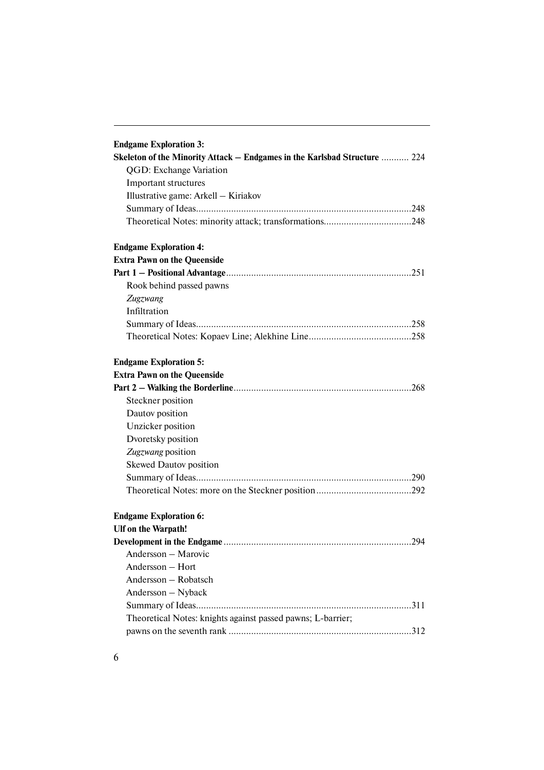**Endgame Exploration 3:**
**Skeleton of the Minority Attack – Endgames in the Karlsbad Structure** ........... 224

QGD: Exchange Variation
Important structures
Illustrative game: Arkell – Kiriakov
Summary of Ideas....................................................................................248
Theoretical Notes: minority attack; transformations..................................248

**Endgame Exploration 4:**
**Extra Pawn on the Queenside**
**Part 1 – Positional Advantage**.........................................................................251

Rook behind passed pawns
*Zugzwang*
Infiltration
Summary of Ideas....................................................................................258
Theoretical Notes: Kopaev Line; Alekhine Line.........................................258

**Endgame Exploration 5:**
**Extra Pawn on the Queenside**
**Part 2 – Walking the Borderline**......................................................................268

Steckner position
Dautov position
Unzicker position
Dvoretsky position
*Zugzwang* position
Skewed Dautov position
Summary of Ideas....................................................................................290
Theoretical Notes: more on the Steckner position......................................292

**Endgame Exploration 6:**
**Ulf on the Warpath!**
**Development in the Endgame**..........................................................................294

Andersson – Marovic
Andersson – Hort
Andersson – Robatsch
Andersson – Nyback
Summary of Ideas....................................................................................311
Theoretical Notes: knights against passed pawns; L-barrier;
pawns on the seventh rank ........................................................................312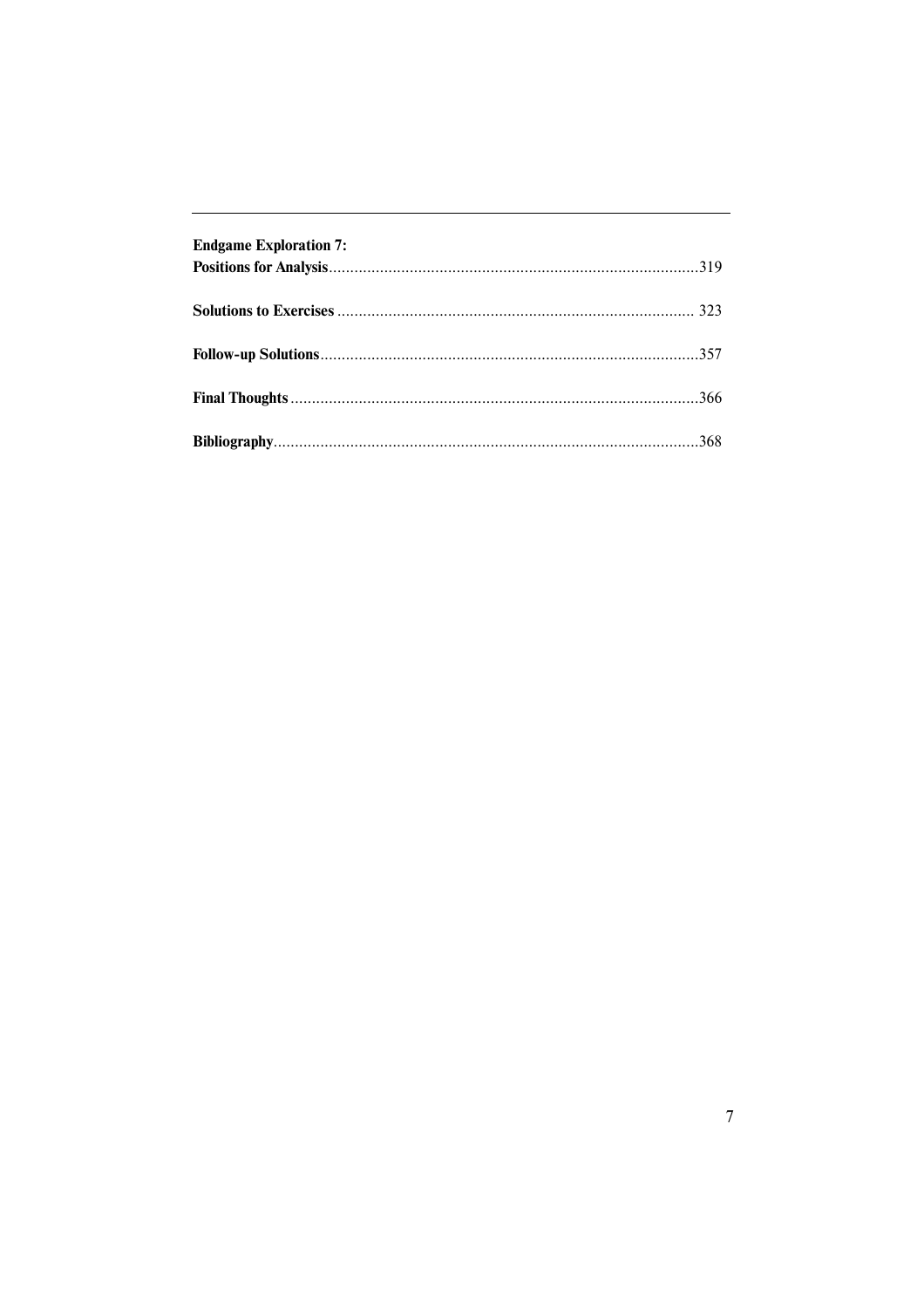**Endgame Exploration 7:**
**Positions for Analysis**......................................................................................319

**Solutions to Exercises** .................................................................................... 323

**Follow-up Solutions**.........................................................................................357

**Final Thoughts** ................................................................................................366

**Bibliography**....................................................................................................368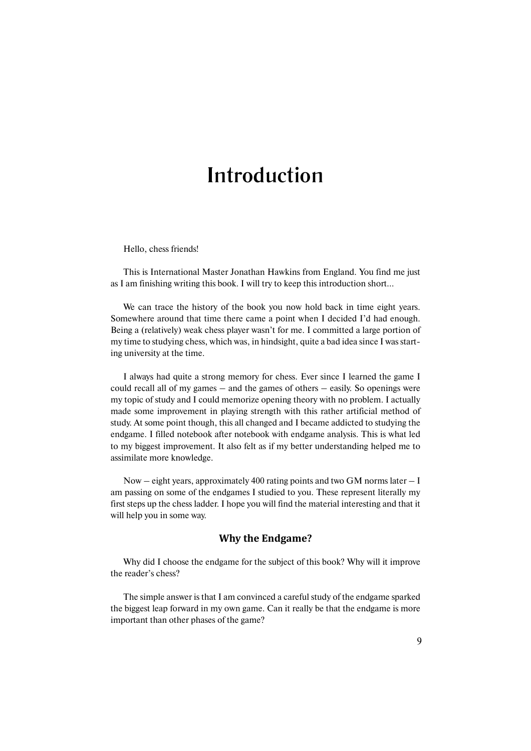# Introduction

Hello, chess friends!

This is International Master Jonathan Hawkins from England. You find me just as I am finishing writing this book. I will try to keep this introduction short...

We can trace the history of the book you now hold back in time eight years. Somewhere around that time there came a point when I decided I'd had enough. Being a (relatively) weak chess player wasn't for me. I committed a large portion of my time to studying chess, which was, in hindsight, quite a bad idea since I was starting university at the time.

I always had quite a strong memory for chess. Ever since I learned the game I could recall all of my games – and the games of others – easily. So openings were my topic of study and I could memorize opening theory with no problem. I actually made some improvement in playing strength with this rather artificial method of study. At some point though, this all changed and I became addicted to studying the endgame. I filled notebook after notebook with endgame analysis. This is what led to my biggest improvement. It also felt as if my better understanding helped me to assimilate more knowledge.

Now – eight years, approximately 400 rating points and two GM norms later – I am passing on some of the endgames I studied to you. These represent literally my first steps up the chess ladder. I hope you will find the material interesting and that it will help you in some way.

## Why the Endgame?

Why did I choose the endgame for the subject of this book? Why will it improve the reader's chess?

The simple answer is that I am convinced a careful study of the endgame sparked the biggest leap forward in my own game. Can it really be that the endgame is more important than other phases of the game?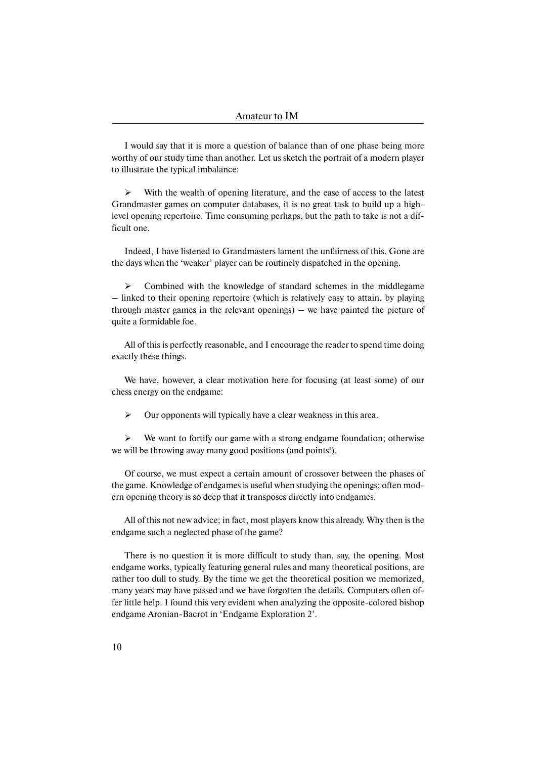I would say that it is more a question of balance than of one phase being more worthy of our study time than another. Let us sketch the portrait of a modern player to illustrate the typical imbalance:

- With the wealth of opening literature, and the ease of access to the latest Grandmaster games on computer databases, it is no great task to build up a high-level opening repertoire. Time consuming perhaps, but the path to take is not a difficult one.

Indeed, I have listened to Grandmasters lament the unfairness of this. Gone are the days when the 'weaker' player can be routinely dispatched in the opening.

- Combined with the knowledge of standard schemes in the middlegame – linked to their opening repertoire (which is relatively easy to attain, by playing through master games in the relevant openings) – we have painted the picture of quite a formidable foe.

All of this is perfectly reasonable, and I encourage the reader to spend time doing exactly these things.

We have, however, a clear motivation here for focusing (at least some) of our chess energy on the endgame:

- Our opponents will typically have a clear weakness in this area.

- We want to fortify our game with a strong endgame foundation; otherwise we will be throwing away many good positions (and points!).

Of course, we must expect a certain amount of crossover between the phases of the game. Knowledge of endgames is useful when studying the openings; often modern opening theory is so deep that it transposes directly into endgames.

All of this not new advice; in fact, most players know this already. Why then is the endgame such a neglected phase of the game?

There is no question it is more difficult to study than, say, the opening. Most endgame works, typically featuring general rules and many theoretical positions, are rather too dull to study. By the time we get the theoretical position we memorized, many years may have passed and we have forgotten the details. Computers often offer little help. I found this very evident when analyzing the opposite-colored bishop endgame Aronian-Bacrot in 'Endgame Exploration 2'.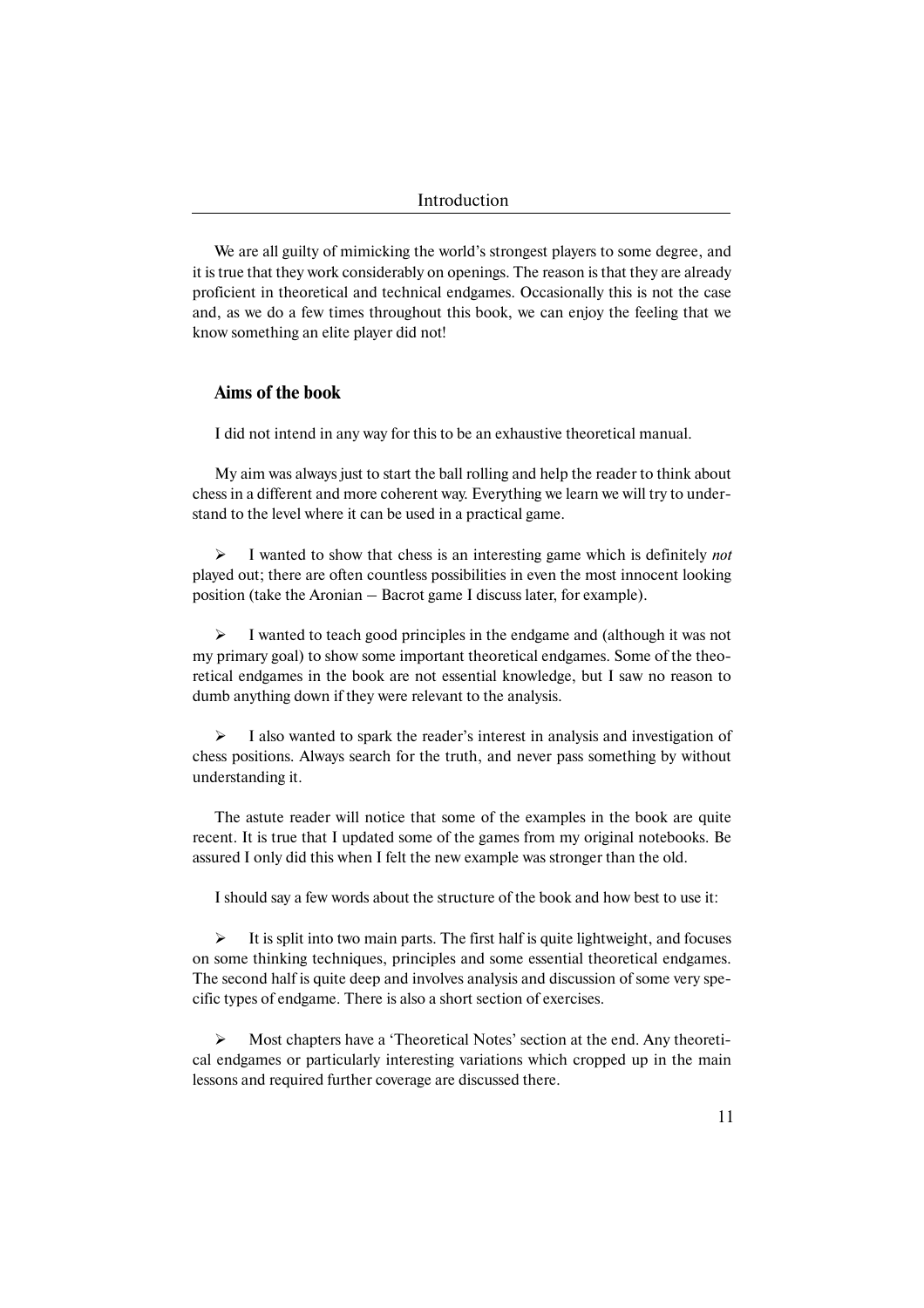We are all guilty of mimicking the world's strongest players to some degree, and it is true that they work considerably on openings. The reason is that they are already proficient in theoretical and technical endgames. Occasionally this is not the case and, as we do a few times throughout this book, we can enjoy the feeling that we know something an elite player did not!

### Aims of the book

I did not intend in any way for this to be an exhaustive theoretical manual.

My aim was always just to start the ball rolling and help the reader to think about chess in a different and more coherent way. Everything we learn we will try to understand to the level where it can be used in a practical game.

- I wanted to show that chess is an interesting game which is definitely *not* played out; there are often countless possibilities in even the most innocent looking position (take the Aronian – Bacrot game I discuss later, for example).

- I wanted to teach good principles in the endgame and (although it was not my primary goal) to show some important theoretical endgames. Some of the theoretical endgames in the book are not essential knowledge, but I saw no reason to dumb anything down if they were relevant to the analysis.

- I also wanted to spark the reader's interest in analysis and investigation of chess positions. Always search for the truth, and never pass something by without understanding it.

The astute reader will notice that some of the examples in the book are quite recent. It is true that I updated some of the games from my original notebooks. Be assured I only did this when I felt the new example was stronger than the old.

I should say a few words about the structure of the book and how best to use it:

- It is split into two main parts. The first half is quite lightweight, and focuses on some thinking techniques, principles and some essential theoretical endgames. The second half is quite deep and involves analysis and discussion of some very specific types of endgame. There is also a short section of exercises.

- Most chapters have a 'Theoretical Notes' section at the end. Any theoretical endgames or particularly interesting variations which cropped up in the main lessons and required further coverage are discussed there.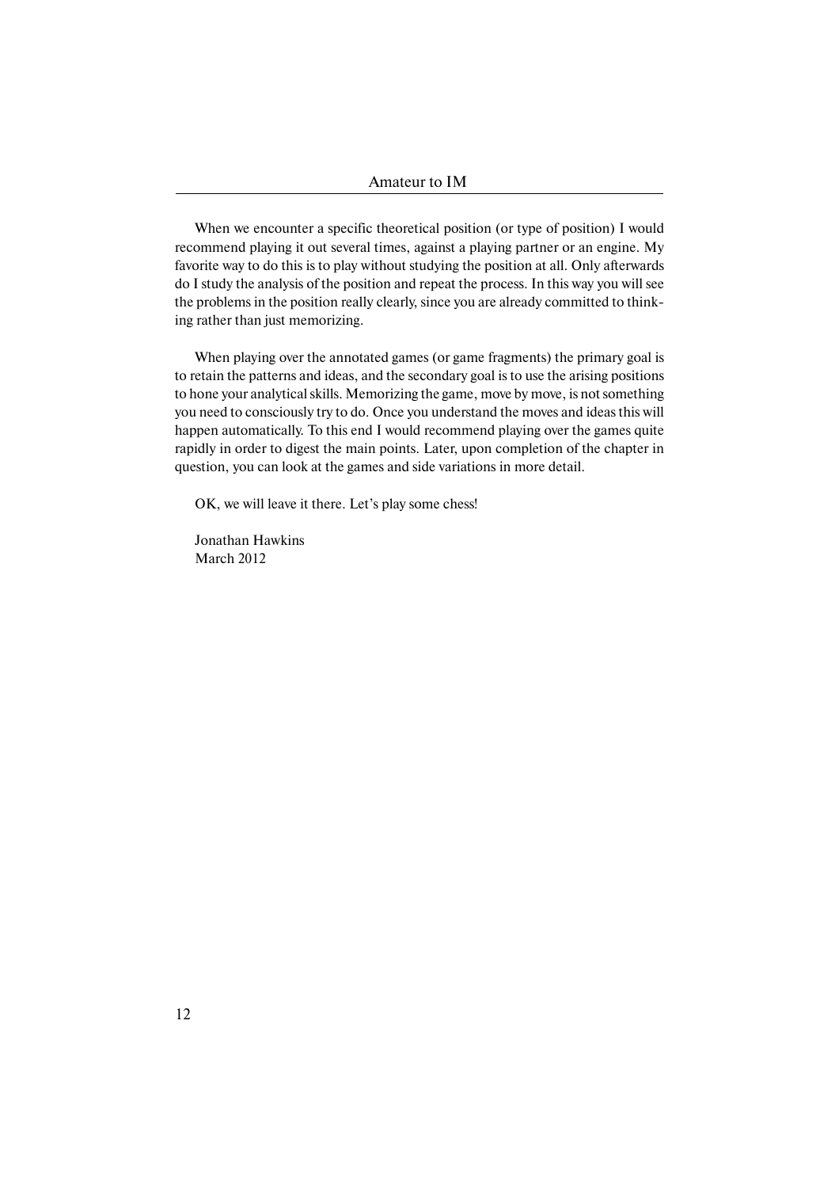When we encounter a specific theoretical position (or type of position) I would recommend playing it out several times, against a playing partner or an engine. My favorite way to do this is to play without studying the position at all. Only afterwards do I study the analysis of the position and repeat the process. In this way you will see the problems in the position really clearly, since you are already committed to thinking rather than just memorizing.

When playing over the annotated games (or game fragments) the primary goal is to retain the patterns and ideas, and the secondary goal is to use the arising positions to hone your analytical skills. Memorizing the game, move by move, is not something you need to consciously try to do. Once you understand the moves and ideas this will happen automatically. To this end I would recommend playing over the games quite rapidly in order to digest the main points. Later, upon completion of the chapter in question, you can look at the games and side variations in more detail.

OK, we will leave it there. Let's play some chess!

Jonathan Hawkins
March 2012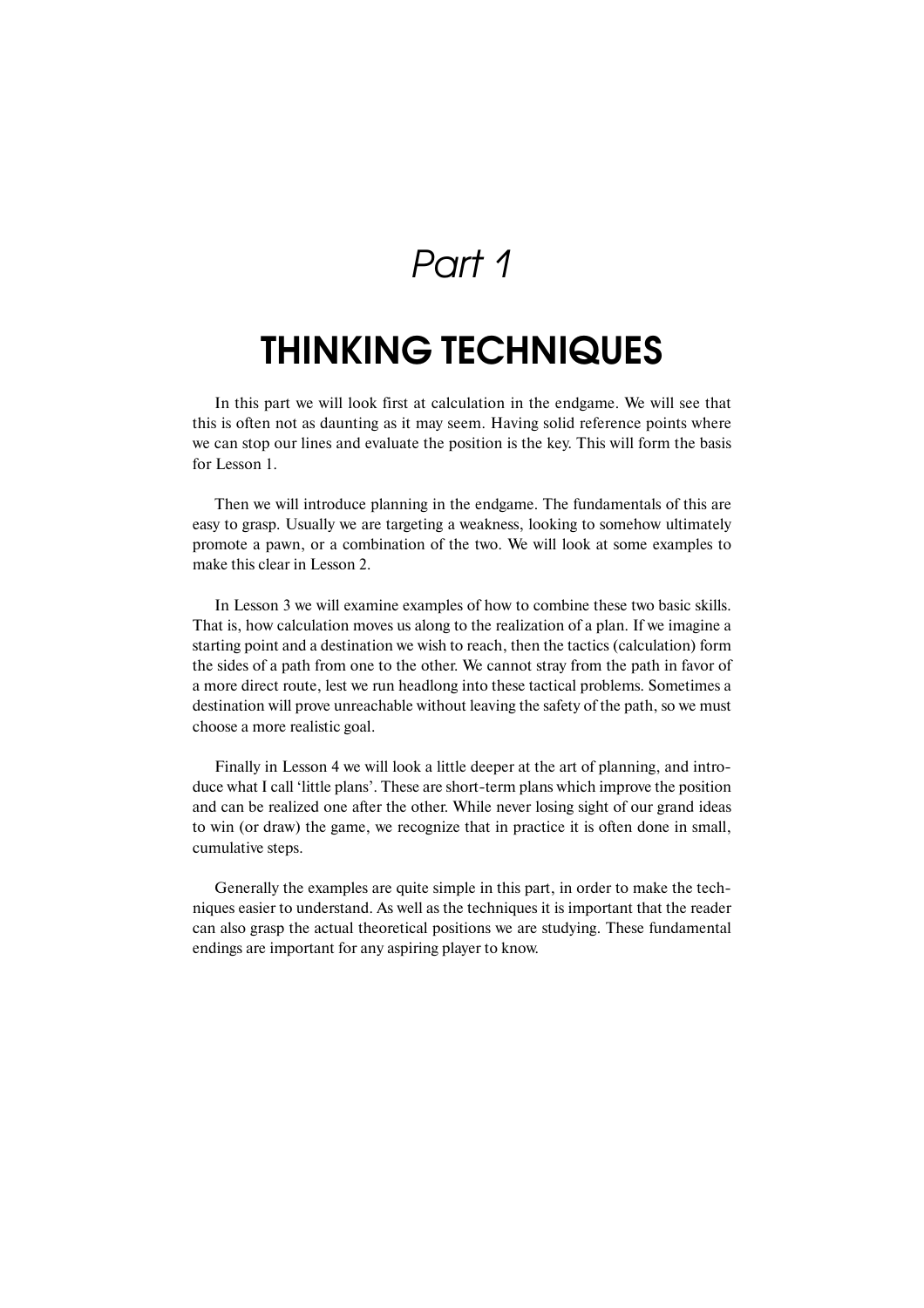# Part 1

# THINKING TECHNIQUES

In this part we will look first at calculation in the endgame. We will see that this is often not as daunting as it may seem. Having solid reference points where we can stop our lines and evaluate the position is the key. This will form the basis for Lesson 1.

Then we will introduce planning in the endgame. The fundamentals of this are easy to grasp. Usually we are targeting a weakness, looking to somehow ultimately promote a pawn, or a combination of the two. We will look at some examples to make this clear in Lesson 2.

In Lesson 3 we will examine examples of how to combine these two basic skills. That is, how calculation moves us along to the realization of a plan. If we imagine a starting point and a destination we wish to reach, then the tactics (calculation) form the sides of a path from one to the other. We cannot stray from the path in favor of a more direct route, lest we run headlong into these tactical problems. Sometimes a destination will prove unreachable without leaving the safety of the path, so we must choose a more realistic goal.

Finally in Lesson 4 we will look a little deeper at the art of planning, and introduce what I call 'little plans'. These are short-term plans which improve the position and can be realized one after the other. While never losing sight of our grand ideas to win (or draw) the game, we recognize that in practice it is often done in small, cumulative steps.

Generally the examples are quite simple in this part, in order to make the techniques easier to understand. As well as the techniques it is important that the reader can also grasp the actual theoretical positions we are studying. These fundamental endings are important for any aspiring player to know.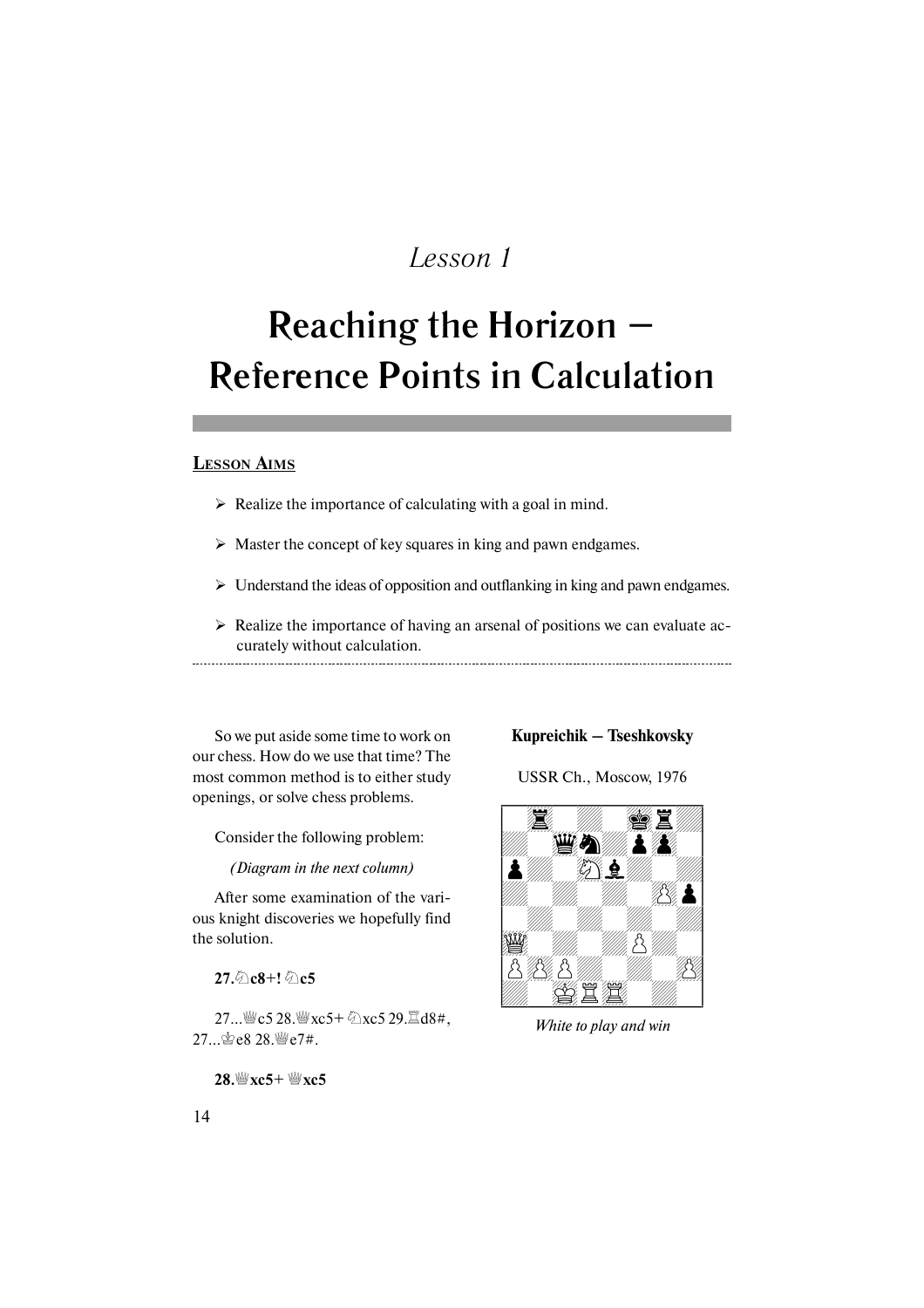# Lesson 1

# Reaching the Horizon – Reference Points in Calculation

## Lesson Aims

- Realize the importance of calculating with a goal in mind.
- Master the concept of key squares in king and pawn endgames.
- Understand the ideas of opposition and outflanking in king and pawn endgames.
- Realize the importance of having an arsenal of positions we can evaluate accurately without calculation.

---

So we put aside some time to work on our chess. How do we use that time? The most common method is to either study openings, or solve chess problems.

Consider the following problem:

*(Diagram in the next column)*

**Kupreichik – Tseshkovsky**

USSR Ch., Moscow, 1976

*White to play and win*

After some examination of the various knight discoveries we hopefully find the solution.

**27.♘c8+! ♘c5**

27...♕c5 28.♕xc5+ ♘xc5 29.♖d8#, 27...♔e8 28.♕e7#.

**28.♕xc5+ ♕xc5**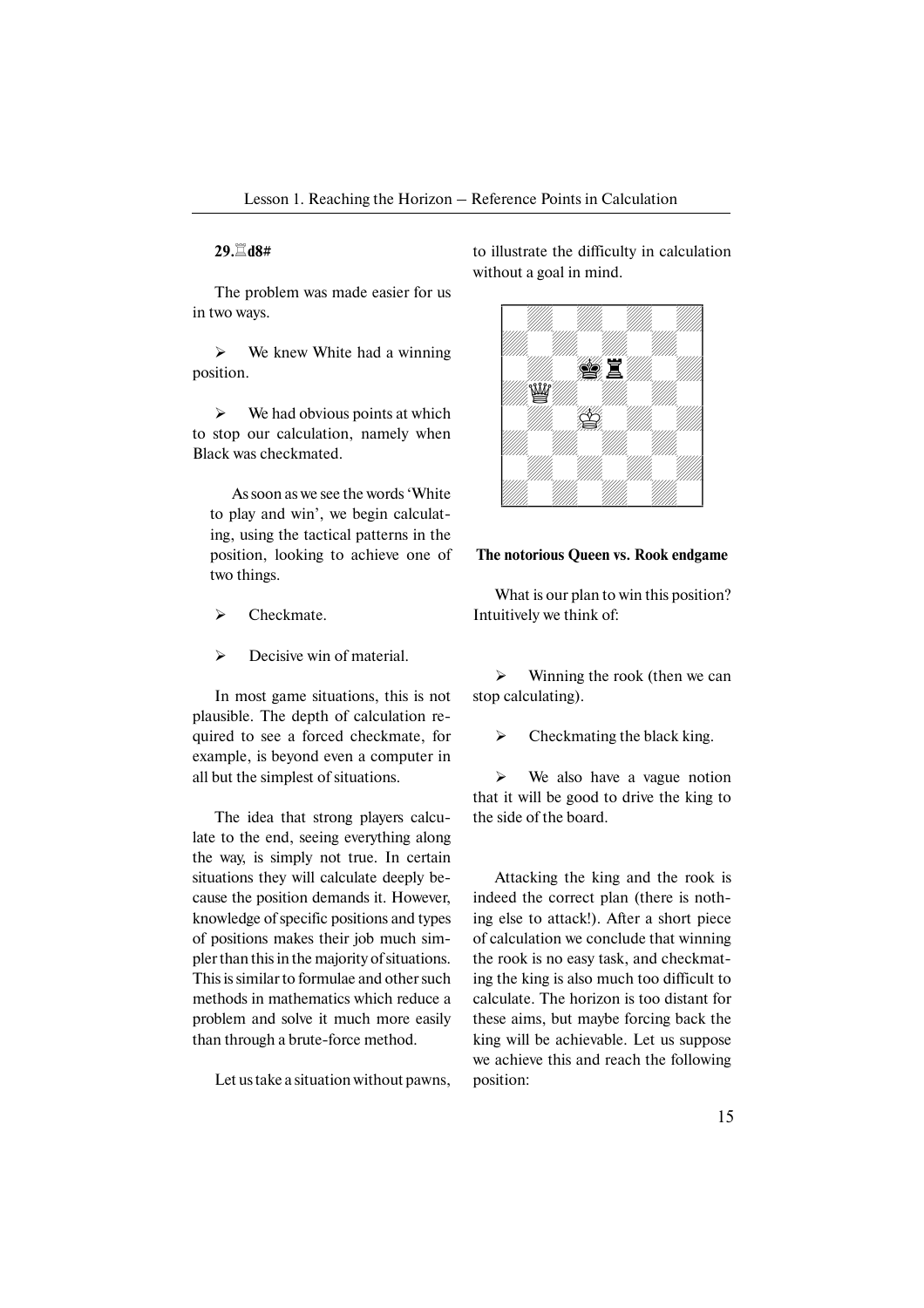**29.♖d8#**

The problem was made easier for us in two ways.

- We knew White had a winning position.

- We had obvious points at which to stop our calculation, namely when Black was checkmated.

> As soon as we see the words 'White to play and win', we begin calculating, using the tactical patterns in the position, looking to achieve one of two things.
>
> - Checkmate.
>
> - Decisive win of material.

In most game situations, this is not plausible. The depth of calculation required to see a forced checkmate, for example, is beyond even a computer in all but the simplest of situations.

The idea that strong players calculate to the end, seeing everything along the way, is simply not true. In certain situations they will calculate deeply because the position demands it. However, knowledge of specific positions and types of positions makes their job much simpler than this in the majority of situations. This is similar to formulae and other such methods in mathematics which reduce a problem and solve it much more easily than through a brute-force method.

Let us take a situation without pawns, to illustrate the difficulty in calculation without a goal in mind.

**The notorious Queen vs. Rook endgame**

What is our plan to win this position? Intuitively we think of:

- Winning the rook (then we can stop calculating).

- Checkmating the black king.

- We also have a vague notion that it will be good to drive the king to the side of the board.

Attacking the king and the rook is indeed the correct plan (there is nothing else to attack!). After a short piece of calculation we conclude that winning the rook is no easy task, and checkmating the king is also much too difficult to calculate. The horizon is too distant for these aims, but maybe forcing back the king will be achievable. Let us suppose we achieve this and reach the following position: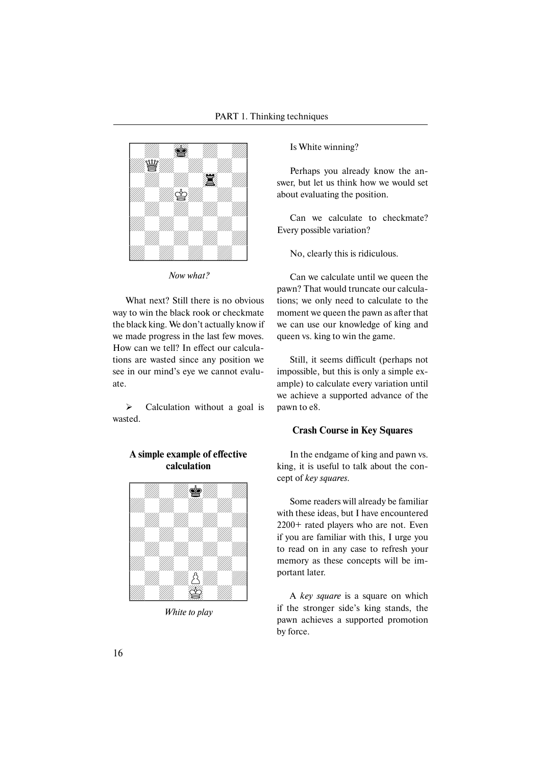*Now what?*

What next? Still there is no obvious way to win the black rook or checkmate the black king. We don't actually know if we made progress in the last few moves. How can we tell? In effect our calculations are wasted since any position we see in our mind's eye we cannot evaluate.

➢ Calculation without a goal is wasted.

### A simple example of effective calculation

*White to play*

Is White winning?

Perhaps you already know the answer, but let us think how we would set about evaluating the position.

Can we calculate to checkmate? Every possible variation?

No, clearly this is ridiculous.

Can we calculate until we queen the pawn? That would truncate our calculations; we only need to calculate to the moment we queen the pawn as after that we can use our knowledge of king and queen vs. king to win the game.

Still, it seems difficult (perhaps not impossible, but this is only a simple example) to calculate every variation until we achieve a supported advance of the pawn to e8.

### Crash Course in Key Squares

In the endgame of king and pawn vs. king, it is useful to talk about the concept of *key squares*.

Some readers will already be familiar with these ideas, but I have encountered 2200+ rated players who are not. Even if you are familiar with this, I urge you to read on in any case to refresh your memory as these concepts will be important later.

A *key square* is a square on which if the stronger side's king stands, the pawn achieves a supported promotion by force.